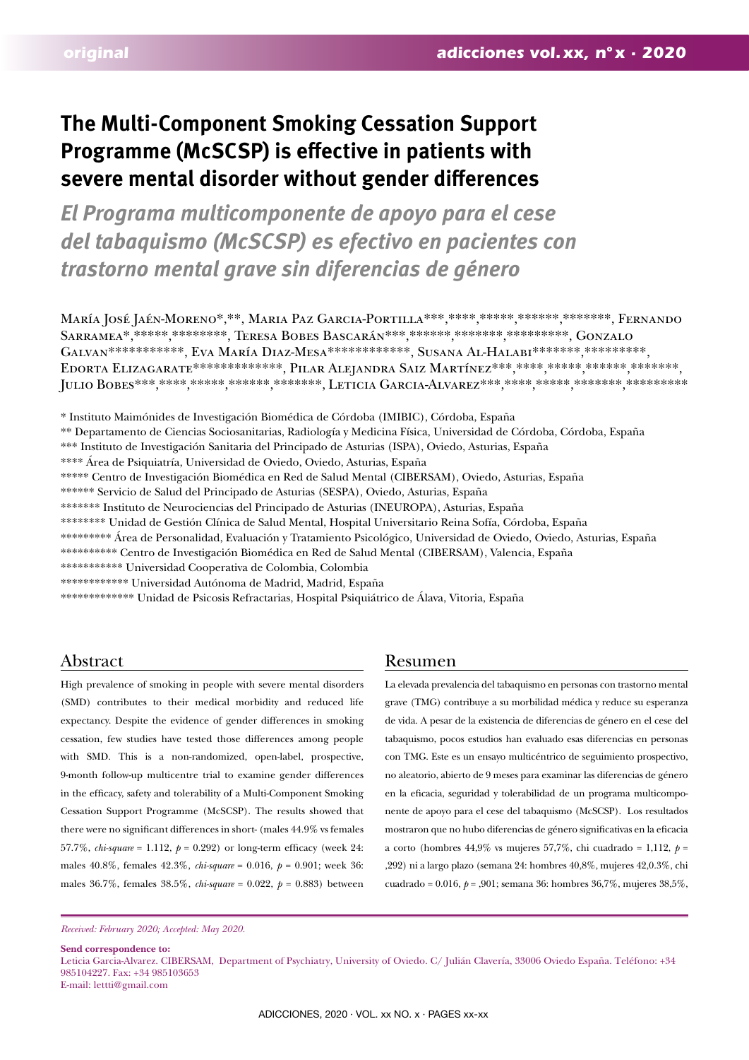original

# The Multi-Component Smoking Cessation Support Programme (McSCSP) is effective in patients with severe mental disorder without gender differences

## *El Programa multicomponente de apoyo para el cese del tabaquismo (McSCSP) es efectivo en pacientes con trastorno mental grave sin diferencias de género*

María José Jaén-Moreno*,**, Maria Paz Garcia-Portilla***,****,*****,******,*******, Fernando Sarramea*,*****,********, Teresa Bobes Bascarán***,******,*******,*********, Gonzalo Galvan***********, Eva María Diaz-Mesa************, Susana Al-Halabi*******,*********, Edorta Elizagarate*************, Pilar Alejandra Saiz Martínez***,****,*****,******,*******, Julio Bobes***,****,*****,******,*******, Leticia Garcia-Alvarez***,****,*****,*******,*********

\* Instituto Maimónides de Investigación Biomédica de Córdoba (IMIBIC), Córdoba, España
\** Departamento de Ciencias Sociosanitarias, Radiología y Medicina Física, Universidad de Córdoba, Córdoba, España
\*** Instituto de Investigación Sanitaria del Principado de Asturias (ISPA), Oviedo, Asturias, España
\**** Área de Psiquiatría, Universidad de Oviedo, Oviedo, Asturias, España
\***** Centro de Investigación Biomédica en Red de Salud Mental (CIBERSAM), Oviedo, Asturias, España
\****** Servicio de Salud del Principado de Asturias (SESPA), Oviedo, Asturias, España
\******* Instituto de Neurociencias del Principado de Asturias (INEUROPA), Asturias, España
\******** Unidad de Gestión Clínica de Salud Mental, Hospital Universitario Reina Sofía, Córdoba, España
\********* Área de Personalidad, Evaluación y Tratamiento Psicológico, Universidad de Oviedo, Oviedo, Asturias, España
\********** Centro de Investigación Biomédica en Red de Salud Mental (CIBERSAM), Valencia, España
\*********** Universidad Cooperativa de Colombia, Colombia
\************ Universidad Autónoma de Madrid, Madrid, España
\************* Unidad de Psicosis Refractarias, Hospital Psiquiátrico de Álava, Vitoria, España

## Abstract

High prevalence of smoking in people with severe mental disorders (SMD) contributes to their medical morbidity and reduced life expectancy. Despite the evidence of gender differences in smoking cessation, few studies have tested those differences among people with SMD. This is a non-randomized, open-label, prospective, 9-month follow-up multicentre trial to examine gender differences in the efficacy, safety and tolerability of a Multi-Component Smoking Cessation Support Programme (McSCSP). The results showed that there were no significant differences in short- (males 44.9% vs females 57.7%, *chi-square* = 1.112, $p$ = 0.292) or long-term efficacy (week 24: males 40.8%, females 42.3%, *chi-square* = 0.016, $p$ = 0.901; week 36: males 36.7%, females 38.5%, *chi-square* = 0.022, $p$ = 0.883) between

## Resumen

La elevada prevalencia del tabaquismo en personas con trastorno mental grave (TMG) contribuye a su morbilidad médica y reduce su esperanza de vida. A pesar de la existencia de diferencias de género en el cese del tabaquismo, pocos estudios han evaluado esas diferencias en personas con TMG. Este es un ensayo multicéntrico de seguimiento prospectivo, no aleatorio, abierto de 9 meses para examinar las diferencias de género en la eficacia, seguridad y tolerabilidad de un programa multicomponente de apoyo para el cese del tabaquismo (McSCSP). Los resultados mostraron que no hubo diferencias de género significativas en la eficacia a corto (hombres 44,9% vs mujeres 57,7%, chi cuadrado = 1,112, $p$ = ,292) ni a largo plazo (semana 24: hombres 40,8%, mujeres 42,0,3%, chi cuadrado = 0.016, $p$ = ,901; semana 36: hombres 36,7%, mujeres 38,5%,

*Received: February 2020; Accepted: May 2020.*

**Send correspondence to:**
Leticia Garcia-Alvarez. CIBERSAM, Department of Psychiatry, University of Oviedo. C/ Julián Clavería, 33006 Oviedo España. Teléfono: +34 985104227. Fax: +34 985103653
E-mail: lettti@gmail.com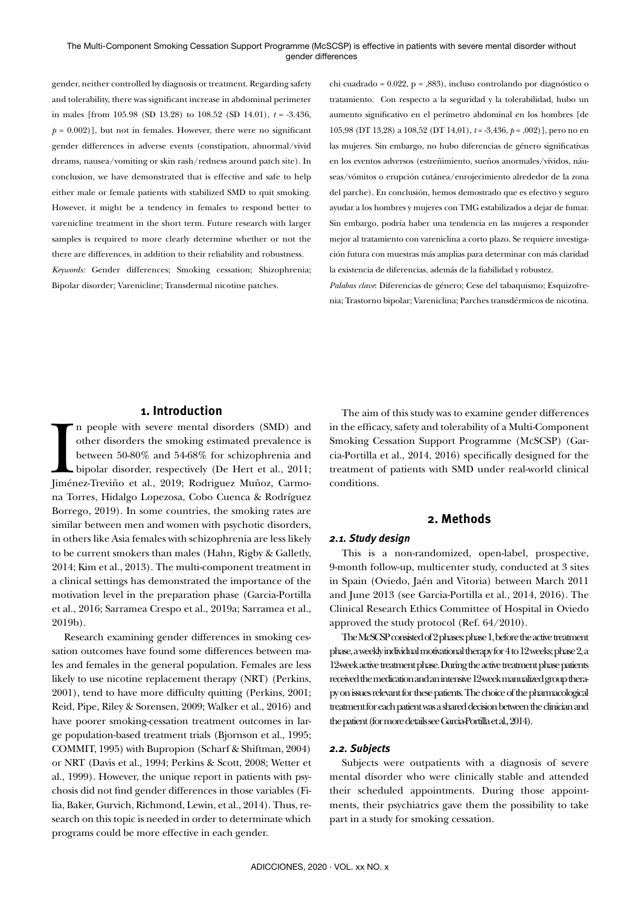gender, neither controlled by diagnosis or treatment. Regarding safety and tolerability, there was significant increase in abdominal perimeter in males [from 105.98 (SD 13.28) to 108.52 (SD 14.01), $t$ = -3.436, $p$ = 0.002)], but not in females. However, there were no significant gender differences in adverse events (constipation, abnormal/vivid dreams, nausea/vomiting or skin rash/redness around patch site). In conclusion, we have demonstrated that is effective and safe to help either male or female patients with stabilized SMD to quit smoking. However, it might be a tendency in females to respond better to varenicline treatment in the short term. Future research with larger samples is required to more clearly determine whether or not the there are differences, in addition to their reliability and robustness.

*Keywords:* Gender differences; Smoking cessation; Shizophrenia; Bipolar disorder; Varenicline; Transdermal nicotine patches.

chi cuadrado = 0.022, p = ,883), incluso controlando por diagnóstico o tratamiento. Con respecto a la seguridad y la tolerabilidad, hubo un aumento significativo en el perímetro abdominal en los hombres [de 105,98 (DT 13,28) a 108,52 (DT 14,01), $t$ = -3,436, $p$ = ,002)], pero no en las mujeres. Sin embargo, no hubo diferencias de género significativas en los eventos adversos (estreñimiento, sueños anormales/vívidos, náuseas/vómitos o erupción cutánea/enrojecimiento alrededor de la zona del parche). En conclusión, hemos demostrado que es efectivo y seguro ayudar a los hombres y mujeres con TMG estabilizados a dejar de fumar. Sin embargo, podría haber una tendencia en las mujeres a responder mejor al tratamiento con vareniclina a corto plazo. Se requiere investigación futura con muestras más amplias para determinar con más claridad la existencia de diferencias, además de la fiabilidad y robustez.

*Palabras clave*: Diferencias de género; Cese del tabaquismo; Esquizofrenia; Trastorno bipolar; Vareniclina; Parches transdérmicos de nicotina.

## 1. Introduction

In people with severe mental disorders (SMD) and other disorders the smoking estimated prevalence is between 50-80% and 54-68% for schizophrenia and bipolar disorder, respectively (De Hert et al., 2011; Jiménez-Treviño et al., 2019; Rodriguez Muñoz, Carmona Torres, Hidalgo Lopezosa, Cobo Cuenca & Rodríguez Borrego, 2019). In some countries, the smoking rates are similar between men and women with psychotic disorders, in others like Asia females with schizophrenia are less likely to be current smokers than males (Hahn, Rigby & Galletly, 2014; Kim et al., 2013). The multi-component treatment in a clinical settings has demonstrated the importance of the motivation level in the preparation phase (Garcia-Portilla et al., 2016; Sarramea Crespo et al., 2019a; Sarramea et al., 2019b).

Research examining gender differences in smoking cessation outcomes have found some differences between males and females in the general population. Females are less likely to use nicotine replacement therapy (NRT) (Perkins, 2001), tend to have more difficulty quitting (Perkins, 2001; Reid, Pipe, Riley & Sorensen, 2009; Walker et al., 2016) and have poorer smoking-cessation treatment outcomes in large population-based treatment trials (Bjornson et al., 1995; COMMIT, 1995) with Bupropion (Scharf & Shiftman, 2004) or NRT (Davis et al., 1994; Perkins & Scott, 2008; Wetter et al., 1999). However, the unique report in patients with psychosis did not find gender differences in those variables (Filia, Baker, Gurvich, Richmond, Lewin, et al., 2014). Thus, research on this topic is needed in order to determinate which programs could be more effective in each gender.

The aim of this study was to examine gender differences in the efficacy, safety and tolerability of a Multi-Component Smoking Cessation Support Programme (McSCSP) (Garcia-Portilla et al., 2014, 2016) specifically designed for the treatment of patients with SMD under real-world clinical conditions.

## 2. Methods

### 2.1. Study design

This is a non-randomized, open-label, prospective, 9-month follow-up, multicenter study, conducted at 3 sites in Spain (Oviedo, Jaén and Vitoria) between March 2011 and June 2013 (see Garcia-Portilla et al., 2014, 2016). The Clinical Research Ethics Committee of Hospital in Oviedo approved the study protocol (Ref. 64/2010).

The McSCSP consisted of 2 phases: phase 1, before the active treatment phase, a weekly individual motivational therapy for 4 to 12 weeks; phase 2, a 12-week active treatment phase. During the active treatment phase patients received the medication and an intensive 12-week manualized group therapy on issues relevant for these patients. The choice of the pharmacological treatment for each patient was a shared decision between the clinician and the patient (for more details see Garcia-Portilla et al., 2014).

### 2.2. Subjects

Subjects were outpatients with a diagnosis of severe mental disorder who were clinically stable and attended their scheduled appointments. During those appointments, their psychiatrics gave them the possibility to take part in a study for smoking cessation.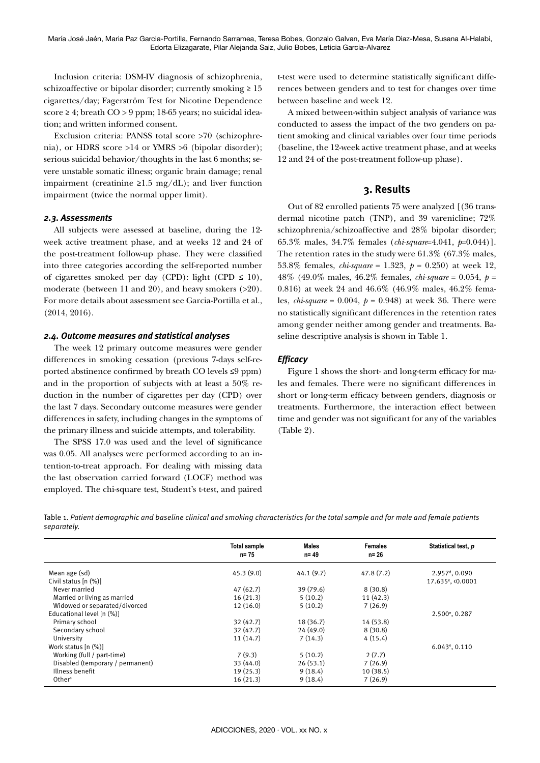Inclusion criteria: DSM-IV diagnosis of schizophrenia, schizoaffective or bipolar disorder; currently smoking ≥ 15 cigarettes/day; Fagerström Test for Nicotine Dependence score ≥ 4; breath CO > 9 ppm; 18-65 years; no suicidal ideation; and written informed consent.

Exclusion criteria: PANSS total score >70 (schizophrenia), or HDRS score >14 or YMRS >6 (bipolar disorder); serious suicidal behavior/thoughts in the last 6 months; severe unstable somatic illness; organic brain damage; renal impairment (creatinine ≥1.5 mg/dL); and liver function impairment (twice the normal upper limit).

### *2.3. Assessments*

All subjects were assessed at baseline, during the 12-week active treatment phase, and at weeks 12 and 24 of the post-treatment follow-up phase. They were classified into three categories according the self-reported number of cigarettes smoked per day (CPD): light (CPD ≤ 10), moderate (between 11 and 20), and heavy smokers (>20). For more details about assessment see Garcia-Portilla et al., (2014, 2016).

### *2.4. Outcome measures and statistical analyses*

The week 12 primary outcome measures were gender differences in smoking cessation (previous 7-days self-reported abstinence confirmed by breath CO levels ≤9 ppm) and in the proportion of subjects with at least a 50% reduction in the number of cigarettes per day (CPD) over the last 7 days. Secondary outcome measures were gender differences in safety, including changes in the symptoms of the primary illness and suicide attempts, and tolerability.

The SPSS 17.0 was used and the level of significance was 0.05. All analyses were performed according to an intention-to-treat approach. For dealing with missing data the last observation carried forward (LOCF) method was employed. The chi-square test, Student's t-test, and paired t-test were used to determine statistically significant differences between genders and to test for changes over time between baseline and week 12.

A mixed between-within subject analysis of variance was conducted to assess the impact of the two genders on patient smoking and clinical variables over four time periods (baseline, the 12-week active treatment phase, and at weeks 12 and 24 of the post-treatment follow-up phase).

## 3. Results

Out of 82 enrolled patients 75 were analyzed [(36 transdermal nicotine patch (TNP), and 39 varenicline; 72% schizophrenia/schizoaffective and 28% bipolar disorder; 65.3% males, 34.7% females (*chi-square*=4.041, *p*=0.044)]. The retention rates in the study were 61.3% (67.3% males, 53.8% females, *chi-square* = 1.323, *p* = 0.250) at week 12, 48% (49.0% males, 46.2% females, *chi-square* = 0.054, *p* = 0.816) at week 24 and 46.6% (46.9% males, 46.2% females, *chi-square* = 0.004, *p* = 0.948) at week 36. There were no statistically significant differences in the retention rates among gender neither among gender and treatments. Baseline descriptive analysis is shown in Table 1.

### *Efficacy*

Figure 1 shows the short- and long-term efficacy for males and females. There were no significant differences in short or long-term efficacy between genders, diagnosis or treatments. Furthermore, the interaction effect between time and gender was not significant for any of the variables (Table 2).

Table 1. *Patient demographic and baseline clinical and smoking characteristics for the total sample and for male and female patients separately.*

| | Total sample n= 75 | Males n= 49 | Females n= 26 | Statistical test, *p* |
|---|---|---|---|---|
| Mean age (sd) | 45.3 (9.0) | 44.1 (9.7) | 47.8 (7.2) | 2.957[d], 0.090 |
| Civil status [n (%)] | | | | 17.635[e], <0.0001 |
| Never married | 47 (62.7) | 39 (79.6) | 8 (30.8) | |
| Married or living as married | 16 (21.3) | 5 (10.2) | 11 (42.3) | |
| Widowed or separated/divorced | 12 (16.0) | 5 (10.2) | 7 (26.9) | |
| Educational level [n (%)] | | | | 2.500[e], 0.287 |
| Primary school | 32 (42.7) | 18 (36.7) | 14 (53.8) | |
| Secondary school | 32 (42.7) | 24 (49.0) | 8 (30.8) | |
| University | 11 (14.7) | 7 (14.3) | 4 (15.4) | |
| Work status [n (%)] | | | | 6.043[e], 0.110 |
| Working (full / part-time) | 7 (9.3) | 5 (10.2) | 2 (7.7) | |
| Disabled (temporary / permanent) | 33 (44.0) | 26 (53.1) | 7 (26.9) | |
| Illness benefit | 19 (25.3) | 9 (18.4) | 10 (38.5) | |
| Other[a] | 16 (21.3) | 9 (18.4) | 7 (26.9) | |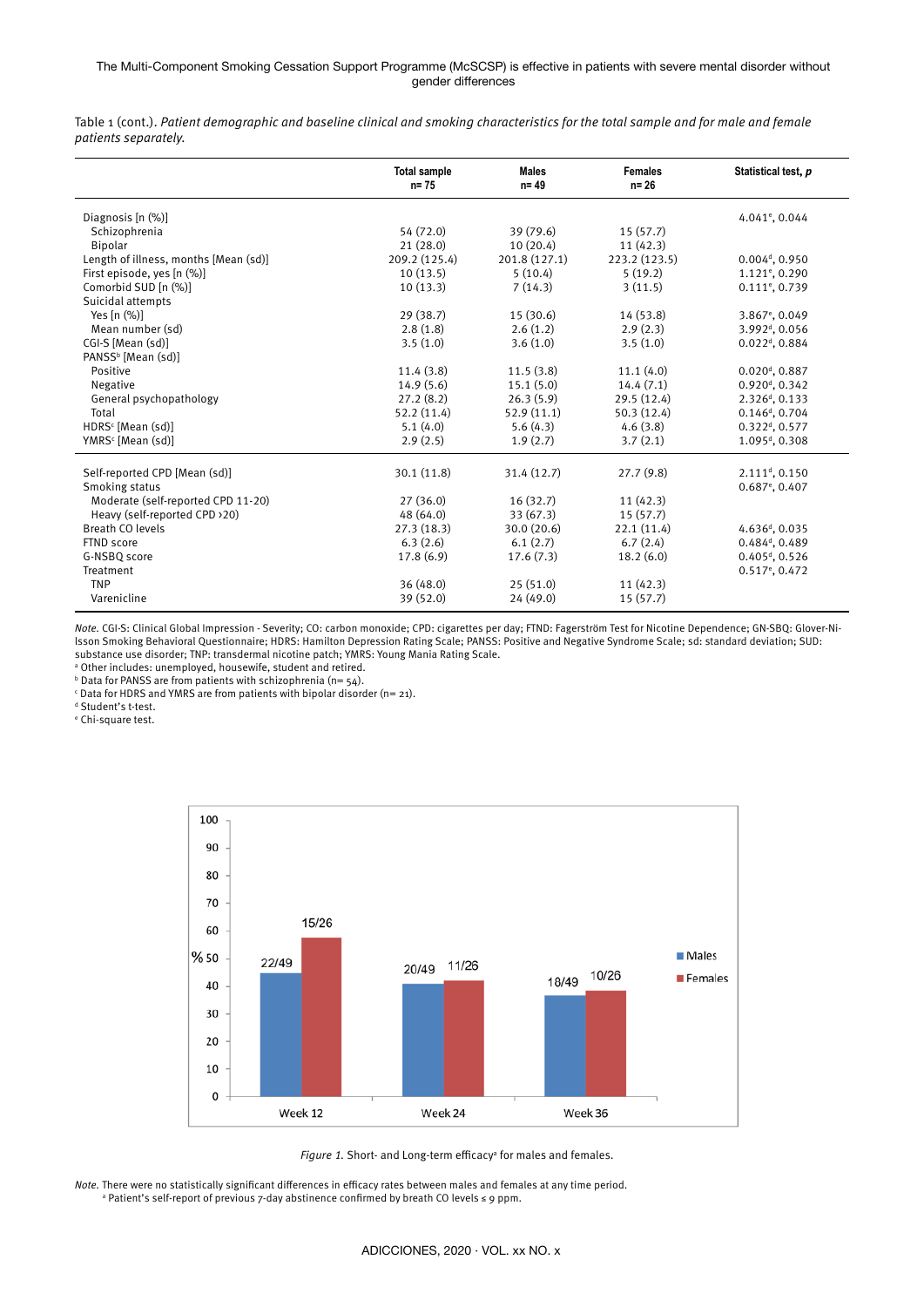Table 1 (cont.). *Patient demographic and baseline clinical and smoking characteristics for the total sample and for male and female patients separately.*

| | Total sample n= 75 | Males n= 49 | Females n= 26 | Statistical test, *p* |
|---|---|---|---|---|
| Diagnosis [n (%)] | | | | 4.041[e], 0.044 |
| Schizophrenia | 54 (72.0) | 39 (79.6) | 15 (57.7) | |
| Bipolar | 21 (28.0) | 10 (20.4) | 11 (42.3) | |
| Length of illness, months [Mean (sd)] | 209.2 (125.4) | 201.8 (127.1) | 223.2 (123.5) | 0.004[d], 0.950 |
| First episode, yes [n (%)] | 10 (13.5) | 5 (10.4) | 5 (19.2) | 1.121[e], 0.290 |
| Comorbid SUD [n (%)] | 10 (13.3) | 7 (14.3) | 3 (11.5) | 0.111[e], 0.739 |
| Suicidal attempts | | | | |
| Yes [n (%)] | 29 (38.7) | 15 (30.6) | 14 (53.8) | 3.867[e], 0.049 |
| Mean number (sd) | 2.8 (1.8) | 2.6 (1.2) | 2.9 (2.3) | 3.992[d], 0.056 |
| CGI-S [Mean (sd)] | 3.5 (1.0) | 3.6 (1.0) | 3.5 (1.0) | 0.022[d], 0.884 |
| PANSS[b] [Mean (sd)] | | | | |
| Positive | 11.4 (3.8) | 11.5 (3.8) | 11.1 (4.0) | 0.020[d], 0.887 |
| Negative | 14.9 (5.6) | 15.1 (5.0) | 14.4 (7.1) | 0.920[d], 0.342 |
| General psychopathology | 27.2 (8.2) | 26.3 (5.9) | 29.5 (12.4) | 2.326[d], 0.133 |
| Total | 52.2 (11.4) | 52.9 (11.1) | 50.3 (12.4) | 0.146[d], 0.704 |
| HDRS[c] [Mean (sd)] | 5.1 (4.0) | 5.6 (4.3) | 4.6 (3.8) | 0.322[d], 0.577 |
| YMRS[c] [Mean (sd)] | 2.9 (2.5) | 1.9 (2.7) | 3.7 (2.1) | 1.095[d], 0.308 |
| Self-reported CPD [Mean (sd)] | 30.1 (11.8) | 31.4 (12.7) | 27.7 (9.8) | 2.111[d], 0.150 |
| Smoking status | | | | 0.687[e], 0.407 |
| Moderate (self-reported CPD 11-20) | 27 (36.0) | 16 (32.7) | 11 (42.3) | |
| Heavy (self-reported CPD >20) | 48 (64.0) | 33 (67.3) | 15 (57.7) | |
| Breath CO levels | 27.3 (18.3) | 30.0 (20.6) | 22.1 (11.4) | 4.636[d], 0.035 |
| FTND score | 6.3 (2.6) | 6.1 (2.7) | 6.7 (2.4) | 0.484[d], 0.489 |
| G-NSBQ score | 17.8 (6.9) | 17.6 (7.3) | 18.2 (6.0) | 0.405[d], 0.526 |
| Treatment | | | | 0.517[e], 0.472 |
| TNP | 36 (48.0) | 25 (51.0) | 11 (42.3) | |
| Varenicline | 39 (52.0) | 24 (49.0) | 15 (57.7) | |

*Note.* CGI-S: Clinical Global Impression - Severity; CO: carbon monoxide; CPD: cigarettes per day; FTND: Fagerström Test for Nicotine Dependence; GN-SBQ: Glover-Nilsson Smoking Behavioral Questionnaire; HDRS: Hamilton Depression Rating Scale; PANSS: Positive and Negative Syndrome Scale; sd: standard deviation; SUD: substance use disorder; TNP: transdermal nicotine patch; YMRS: Young Mania Rating Scale.
[a] Other includes: unemployed, housewife, student and retired.
[b] Data for PANSS are from patients with schizophrenia (n= 54).
[c] Data for HDRS and YMRS are from patients with bipolar disorder (n= 21).
[d] Student's t-test.
[e] Chi-square test.

*Figure 1.* Short- and Long-term efficacy[a] for males and females.

*Note.* There were no statistically significant differences in efficacy rates between males and females at any time period.
[a] Patient's self-report of previous 7-day abstinence confirmed by breath CO levels ≤ 9 ppm.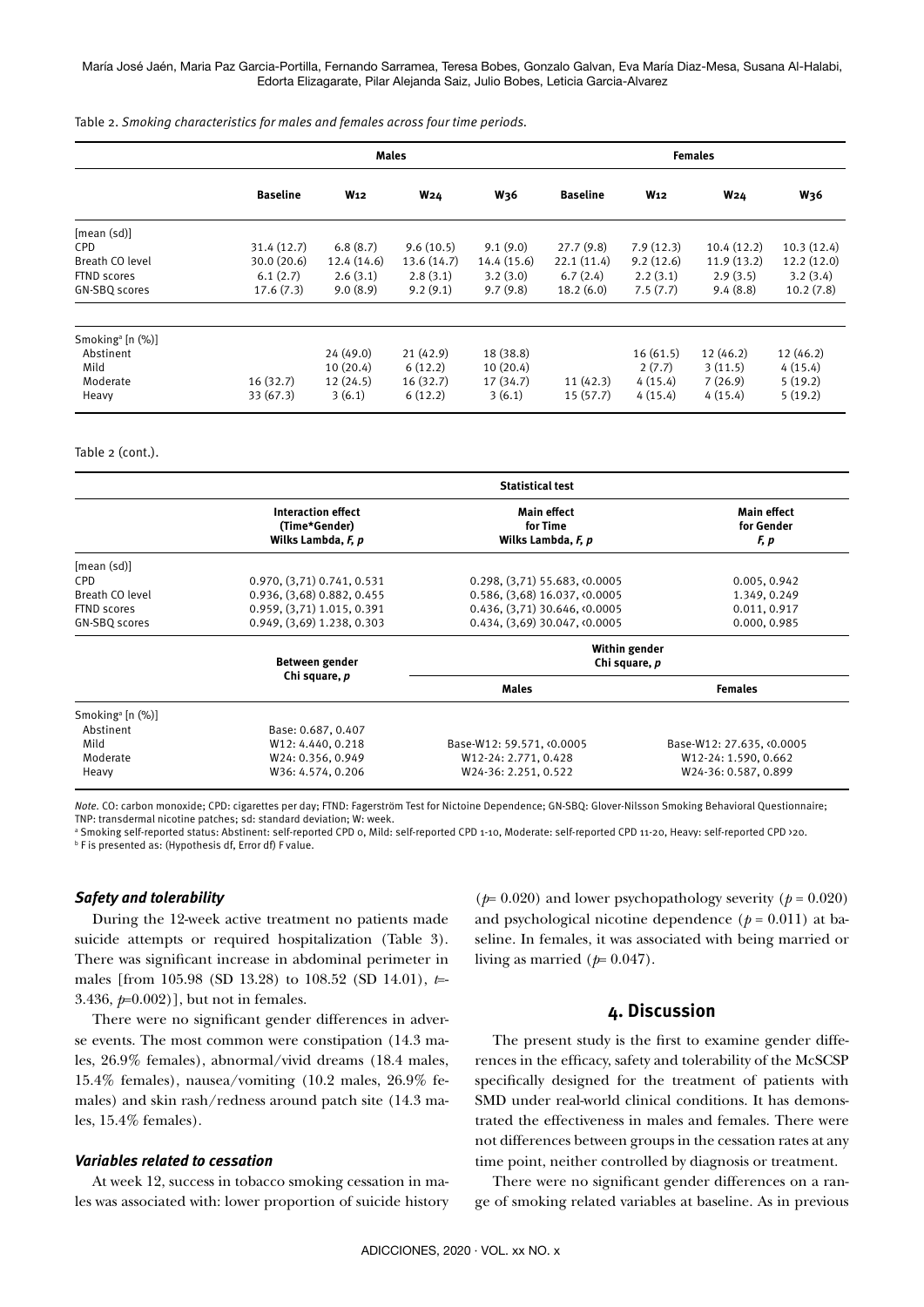Table 2. *Smoking characteristics for males and females across four time periods.*

| | Males | | | | Females | | | |
|---|---|---|---|---|---|---|---|---|
| | Baseline | W12 | W24 | W36 | Baseline | W12 | W24 | W36 |
| [mean (sd)] | | | | | | | | |
| CPD | 31.4 (12.7) | 6.8 (8.7) | 9.6 (10.5) | 9.1 (9.0) | 27.7 (9.8) | 7.9 (12.3) | 10.4 (12.2) | 10.3 (12.4) |
| Breath CO level | 30.0 (20.6) | 12.4 (14.6) | 13.6 (14.7) | 14.4 (15.6) | 22.1 (11.4) | 9.2 (12.6) | 11.9 (13.2) | 12.2 (12.0) |
| FTND scores | 6.1 (2.7) | 2.6 (3.1) | 2.8 (3.1) | 3.2 (3.0) | 6.7 (2.4) | 2.2 (3.1) | 2.9 (3.5) | 3.2 (3.4) |
| GN-SBQ scores | 17.6 (7.3) | 9.0 (8.9) | 9.2 (9.1) | 9.7 (9.8) | 18.2 (6.0) | 7.5 (7.7) | 9.4 (8.8) | 10.2 (7.8) |
| Smoking[a] [n (%)] | | | | | | | | |
| Abstinent | | 24 (49.0) | 21 (42.9) | 18 (38.8) | | 16 (61.5) | 12 (46.2) | 12 (46.2) |
| Mild | | 10 (20.4) | 6 (12.2) | 10 (20.4) | | 2 (7.7) | 3 (11.5) | 4 (15.4) |
| Moderate | 16 (32.7) | 12 (24.5) | 16 (32.7) | 17 (34.7) | 11 (42.3) | 4 (15.4) | 7 (26.9) | 5 (19.2) |
| Heavy | 33 (67.3) | 3 (6.1) | 6 (12.2) | 3 (6.1) | 15 (57.7) | 4 (15.4) | 4 (15.4) | 5 (19.2) |

Table 2 (cont.).

| | Statistical test | | |
|---|---|---|---|
| | Interaction effect (Time\*Gender) Wilks Lambda, *F*, *p* | Main effect for Time Wilks Lambda, *F*, *p* | Main effect for Gender *F*, *p* |
| [mean (sd)] | | | |
| CPD | 0.970, (3,71) 0.741, 0.531 | 0.298, (3,71) 55.683, <0.0005 | 0.005, 0.942 |
| Breath CO level | 0.936, (3,68) 0.882, 0.455 | 0.586, (3,68) 16.037, <0.0005 | 1.349, 0.249 |
| FTND scores | 0.959, (3,71) 1.015, 0.391 | 0.436, (3,71) 30.646, <0.0005 | 0.011, 0.917 |
| GN-SBQ scores | 0.949, (3,69) 1.238, 0.303 | 0.434, (3,69) 30.047, <0.0005 | 0.000, 0.985 |
| | Between gender Chi square, *p* | Within gender Chi square, *p* | |
| | | Males | Females |
| Smoking[a] [n (%)] | | | |
| Abstinent | Base: 0.687, 0.407 | | |
| Mild | W12: 4.440, 0.218 | Base-W12: 59.571, <0.0005 | Base-W12: 27.635, <0.0005 |
| Moderate | W24: 0.356, 0.949 | W12-24: 2.771, 0.428 | W12-24: 1.590, 0.662 |
| Heavy | W36: 4.574, 0.206 | W24-36: 2.251, 0.522 | W24-36: 0.587, 0.899 |

*Note.* CO: carbon monoxide; CPD: cigarettes per day; FTND: Fagerström Test for Nictoine Dependence; GN-SBQ: Glover-Nilsson Smoking Behavioral Questionnaire; TNP: transdermal nicotine patches; sd: standard deviation; W: week.
[a] Smoking self-reported status: Abstinent: self-reported CPD 0, Mild: self-reported CPD 1-10, Moderate: self-reported CPD 11-20, Heavy: self-reported CPD >20.
[b] F is presented as: (Hypothesis df, Error df) F value.

### *Safety and tolerability*

During the 12-week active treatment no patients made suicide attempts or required hospitalization (Table 3). There was significant increase in abdominal perimeter in males [from 105.98 (SD 13.28) to 108.52 (SD 14.01), $t$=-3.436, $p$=0.002)], but not in females.

There were no significant gender differences in adverse events. The most common were constipation (14.3 males, 26.9% females), abnormal/vivid dreams (18.4 males, 15.4% females), nausea/vomiting (10.2 males, 26.9% females) and skin rash/redness around patch site (14.3 males, 15.4% females).

### *Variables related to cessation*

At week 12, success in tobacco smoking cessation in males was associated with: lower proportion of suicide history ($p$= 0.020) and lower psychopathology severity ($p$ = 0.020) and psychological nicotine dependence ($p$ = 0.011) at baseline. In females, it was associated with being married or living as married ($p$= 0.047).

## 4. Discussion

The present study is the first to examine gender differences in the efficacy, safety and tolerability of the McSCSP specifically designed for the treatment of patients with SMD under real-world clinical conditions. It has demonstrated the effectiveness in males and females. There were not differences between groups in the cessation rates at any time point, neither controlled by diagnosis or treatment.

There were no significant gender differences on a range of smoking related variables at baseline. As in previous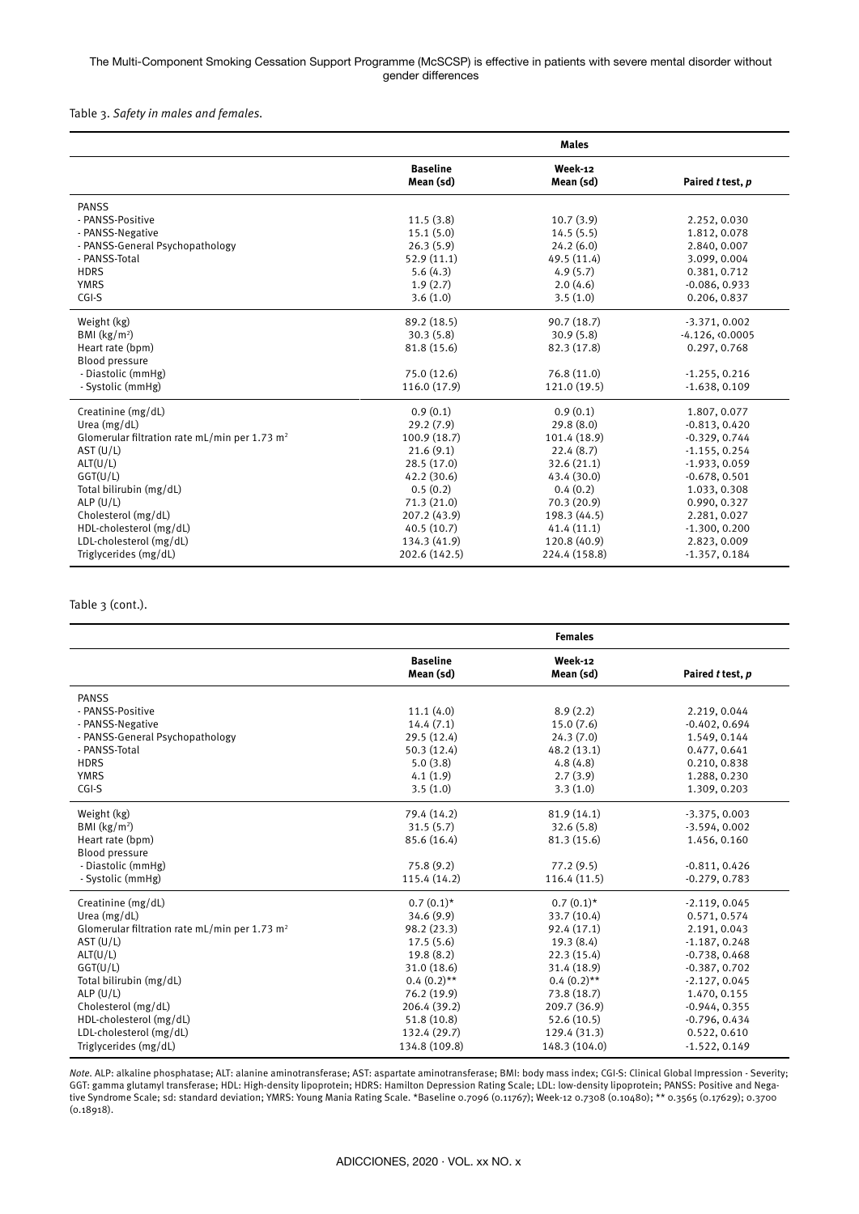Table 3. *Safety in males and females.*

| | Males | | |
|---|---|---|---|
| | Baseline Mean (sd) | Week-12 Mean (sd) | Paired *t* test, *p* |
| PANSS | | | |
| - PANSS-Positive | 11.5 (3.8) | 10.7 (3.9) | 2.252, 0.030 |
| - PANSS-Negative | 15.1 (5.0) | 14.5 (5.5) | 1.812, 0.078 |
| - PANSS-General Psychopathology | 26.3 (5.9) | 24.2 (6.0) | 2.840, 0.007 |
| - PANSS-Total | 52.9 (11.1) | 49.5 (11.4) | 3.099, 0.004 |
| HDRS | 5.6 (4.3) | 4.9 (5.7) | 0.381, 0.712 |
| YMRS | 1.9 (2.7) | 2.0 (4.6) | -0.086, 0.933 |
| CGI-S | 3.6 (1.0) | 3.5 (1.0) | 0.206, 0.837 |
| Weight (kg) | 89.2 (18.5) | 90.7 (18.7) | -3.371, 0.002 |
| BMI (kg/m$^2$) | 30.3 (5.8) | 30.9 (5.8) | -4.126, <0.0005 |
| Heart rate (bpm) | 81.8 (15.6) | 82.3 (17.8) | 0.297, 0.768 |
| Blood pressure | | | |
| - Diastolic (mmHg) | 75.0 (12.6) | 76.8 (11.0) | -1.255, 0.216 |
| - Systolic (mmHg) | 116.0 (17.9) | 121.0 (19.5) | -1.638, 0.109 |
| Creatinine (mg/dL) | 0.9 (0.1) | 0.9 (0.1) | 1.807, 0.077 |
| Urea (mg/dL) | 29.2 (7.9) | 29.8 (8.0) | -0.813, 0.420 |
| Glomerular filtration rate mL/min per 1.73 m$^2$ | 100.9 (18.7) | 101.4 (18.9) | -0.329, 0.744 |
| AST (U/L) | 21.6 (9.1) | 22.4 (8.7) | -1.155, 0.254 |
| ALT(U/L) | 28.5 (17.0) | 32.6 (21.1) | -1.933, 0.059 |
| GGT(U/L) | 42.2 (30.6) | 43.4 (30.0) | -0.678, 0.501 |
| Total bilirubin (mg/dL) | 0.5 (0.2) | 0.4 (0.2) | 1.033, 0.308 |
| ALP (U/L) | 71.3 (21.0) | 70.3 (20.9) | 0.990, 0.327 |
| Cholesterol (mg/dL) | 207.2 (43.9) | 198.3 (44.5) | 2.281, 0.027 |
| HDL-cholesterol (mg/dL) | 40.5 (10.7) | 41.4 (11.1) | -1.300, 0.200 |
| LDL-cholesterol (mg/dL) | 134.3 (41.9) | 120.8 (40.9) | 2.823, 0.009 |
| Triglycerides (mg/dL) | 202.6 (142.5) | 224.4 (158.8) | -1.357, 0.184 |

Table 3 (cont.).

| | Females | | |
|---|---|---|---|
| | Baseline Mean (sd) | Week-12 Mean (sd) | Paired *t* test, *p* |
| PANSS | | | |
| - PANSS-Positive | 11.1 (4.0) | 8.9 (2.2) | 2.219, 0.044 |
| - PANSS-Negative | 14.4 (7.1) | 15.0 (7.6) | -0.402, 0.694 |
| - PANSS-General Psychopathology | 29.5 (12.4) | 24.3 (7.0) | 1.549, 0.144 |
| - PANSS-Total | 50.3 (12.4) | 48.2 (13.1) | 0.477, 0.641 |
| HDRS | 5.0 (3.8) | 4.8 (4.8) | 0.210, 0.838 |
| YMRS | 4.1 (1.9) | 2.7 (3.9) | 1.288, 0.230 |
| CGI-S | 3.5 (1.0) | 3.3 (1.0) | 1.309, 0.203 |
| Weight (kg) | 79.4 (14.2) | 81.9 (14.1) | -3.375, 0.003 |
| BMI (kg/m$^2$) | 31.5 (5.7) | 32.6 (5.8) | -3.594, 0.002 |
| Heart rate (bpm) | 85.6 (16.4) | 81.3 (15.6) | 1.456, 0.160 |
| Blood pressure | | | |
| - Diastolic (mmHg) | 75.8 (9.2) | 77.2 (9.5) | -0.811, 0.426 |
| - Systolic (mmHg) | 115.4 (14.2) | 116.4 (11.5) | -0.279, 0.783 |
| Creatinine (mg/dL) | 0.7 (0.1)* | 0.7 (0.1)* | -2.119, 0.045 |
| Urea (mg/dL) | 34.6 (9.9) | 33.7 (10.4) | 0.571, 0.574 |
| Glomerular filtration rate mL/min per 1.73 m$^2$ | 98.2 (23.3) | 92.4 (17.1) | 2.191, 0.043 |
| AST (U/L) | 17.5 (5.6) | 19.3 (8.4) | -1.187, 0.248 |
| ALT(U/L) | 19.8 (8.2) | 22.3 (15.4) | -0.738, 0.468 |
| GGT(U/L) | 31.0 (18.6) | 31.4 (18.9) | -0.387, 0.702 |
| Total bilirubin (mg/dL) | 0.4 (0.2)** | 0.4 (0.2)** | -2.127, 0.045 |
| ALP (U/L) | 76.2 (19.9) | 73.8 (18.7) | 1.470, 0.155 |
| Cholesterol (mg/dL) | 206.4 (39.2) | 209.7 (36.9) | -0.944, 0.355 |
| HDL-cholesterol (mg/dL) | 51.8 (10.8) | 52.6 (10.5) | -0.796, 0.434 |
| LDL-cholesterol (mg/dL) | 132.4 (29.7) | 129.4 (31.3) | 0.522, 0.610 |
| Triglycerides (mg/dL) | 134.8 (109.8) | 148.3 (104.0) | -1.522, 0.149 |

*Note.* ALP: alkaline phosphatase; ALT: alanine aminotransferase; AST: aspartate aminotransferase; BMI: body mass index; CGI-S: Clinical Global Impression - Severity; GGT: gamma glutamyl transferase; HDL: High-density lipoprotein; HDRS: Hamilton Depression Rating Scale; LDL: low-density lipoprotein; PANSS: Positive and Negative Syndrome Scale; sd: standard deviation; YMRS: Young Mania Rating Scale. *Baseline 0.7096 (0.11767); Week-12 0.7308 (0.10480); ** 0.3565 (0.17629); 0.3700 (0.18918).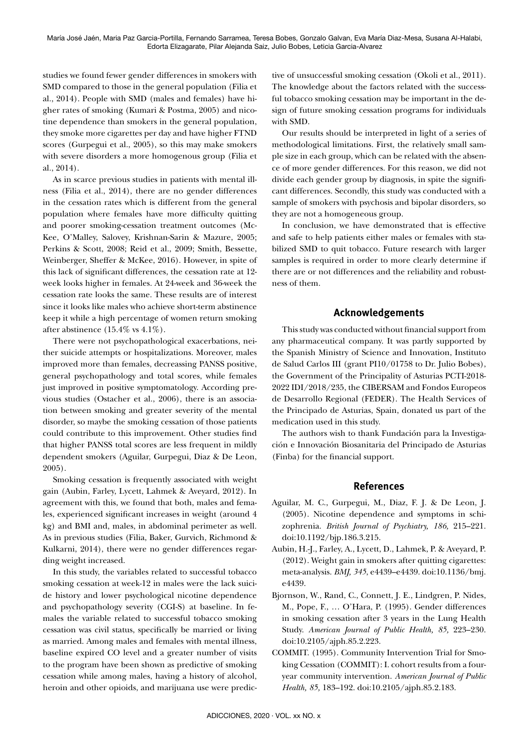studies we found fewer gender differences in smokers with SMD compared to those in the general population (Filia et al., 2014). People with SMD (males and females) have higher rates of smoking (Kumari & Postma, 2005) and nicotine dependence than smokers in the general population, they smoke more cigarettes per day and have higher FTND scores (Gurpegui et al., 2005), so this may make smokers with severe disorders a more homogenous group (Filia et al., 2014).

As in scarce previous studies in patients with mental illness (Filia et al., 2014), there are no gender differences in the cessation rates which is different from the general population where females have more difficulty quitting and poorer smoking-cessation treatment outcomes (McKee, O'Malley, Salovey, Krishnan-Sarin & Mazure, 2005; Perkins & Scott, 2008; Reid et al., 2009; Smith, Bessette, Weinberger, Sheffer & McKee, 2016). However, in spite of this lack of significant differences, the cessation rate at 12-week looks higher in females. At 24-week and 36-week the cessation rate looks the same. These results are of interest since it looks like males who achieve short-term abstinence keep it while a high percentage of women return smoking after abstinence (15.4% vs 4.1%).

There were not psychopathological exacerbations, neither suicide attempts or hospitalizations. Moreover, males improved more than females, decreassing PANSS positive, general psychopathology and total scores, while females just improved in positive symptomatology. According previous studies (Ostacher et al., 2006), there is an association between smoking and greater severity of the mental disorder, so maybe the smoking cessation of those patients could contribute to this improvement. Other studies find that higher PANSS total scores are less frequent in mildly dependent smokers (Aguilar, Gurpegui, Diaz & De Leon, 2005).

Smoking cessation is frequently associated with weight gain (Aubin, Farley, Lycett, Lahmek & Aveyard, 2012). In agreement with this, we found that both, males and females, experienced significant increases in weight (around 4 kg) and BMI and, males, in abdominal perimeter as well. As in previous studies (Filia, Baker, Gurvich, Richmond & Kulkarni, 2014), there were no gender differences regarding weight increased.

In this study, the variables related to successful tobacco smoking cessation at week-12 in males were the lack suicide history and lower psychological nicotine dependence and psychopathology severity (CGI-S) at baseline. In females the variable related to successful tobacco smoking cessation was civil status, specifically be married or living as married. Among males and females with mental illness, baseline expired CO level and a greater number of visits to the program have been shown as predictive of smoking cessation while among males, having a history of alcohol, heroin and other opioids, and marijuana use were predictive of unsuccessful smoking cessation (Okoli et al., 2011). The knowledge about the factors related with the successful tobacco smoking cessation may be important in the design of future smoking cessation programs for individuals with SMD.

Our results should be interpreted in light of a series of methodological limitations. First, the relatively small sample size in each group, which can be related with the absence of more gender differences. For this reason, we did not divide each gender group by diagnosis, in spite the significant differences. Secondly, this study was conducted with a sample of smokers with psychosis and bipolar disorders, so they are not a homogeneous group.

In conclusion, we have demonstrated that is effective and safe to help patients either males or females with stabilized SMD to quit tobacco. Future research with larger samples is required in order to more clearly determine if there are or not differences and the reliability and robustness of them.

## Acknowledgements

This study was conducted without financial support from any pharmaceutical company. It was partly supported by the Spanish Ministry of Science and Innovation, Instituto de Salud Carlos III (grant PI10/01758 to Dr. Julio Bobes), the Government of the Principality of Asturias PCTI-2018-2022 IDI/2018/235, the CIBERSAM and Fondos Europeos de Desarrollo Regional (FEDER). The Health Services of the Principado de Asturias, Spain, donated us part of the medication used in this study.

The authors wish to thank Fundación para la Investigación e Innovación Biosanitaria del Principado de Asturias (Finba) for the financial support.

## References

Aguilar, M. C., Gurpegui, M., Diaz, F. J. & De Leon, J. (2005). Nicotine dependence and symptoms in schizophrenia. *British Journal of Psychiatry, 186,* 215–221. doi:10.1192/bjp.186.3.215.

Aubin, H.-J., Farley, A., Lycett, D., Lahmek, P. & Aveyard, P. (2012). Weight gain in smokers after quitting cigarettes: meta-analysis. *BMJ, 345*, e4439–e4439. doi:10.1136/bmj.e4439.

Bjornson, W., Rand, C., Connett, J. E., Lindgren, P. Nides, M., Pope, F., … O'Hara, P. (1995). Gender differences in smoking cessation after 3 years in the Lung Health Study. *American Journal of Public Health, 85,* 223–230. doi:10.2105/ajph.85.2.223.

COMMIT. (1995). Community Intervention Trial for Smoking Cessation (COMMIT): I. cohort results from a four-year community intervention. *American Journal of Public Health, 85,* 183–192. doi:10.2105/ajph.85.2.183.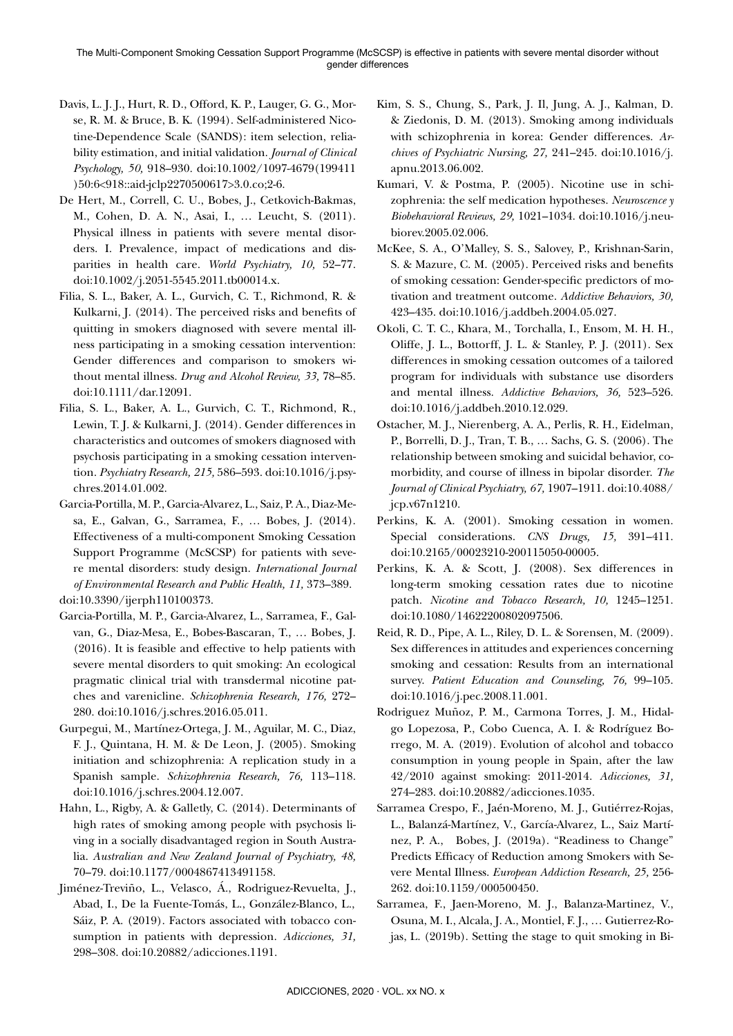Davis, L. J. J., Hurt, R. D., Offord, K. P., Lauger, G. G., Morse, R. M. & Bruce, B. K. (1994). Self-administered Nicotine-Dependence Scale (SANDS): item selection, reliability estimation, and initial validation. *Journal of Clinical Psychology, 50,* 918–930. doi:10.1002/1097-4679(199411)50:6<918::aid-jclp2270500617>3.0.co;2-6.

De Hert, M., Correll, C. U., Bobes, J., Cetkovich-Bakmas, M., Cohen, D. A. N., Asai, I., … Leucht, S. (2011). Physical illness in patients with severe mental disorders. I. Prevalence, impact of medications and disparities in health care. *World Psychiatry, 10,* 52–77. doi:10.1002/j.2051-5545.2011.tb00014.x.

Filia, S. L., Baker, A. L., Gurvich, C. T., Richmond, R. & Kulkarni, J. (2014). The perceived risks and benefits of quitting in smokers diagnosed with severe mental illness participating in a smoking cessation intervention: Gender differences and comparison to smokers without mental illness. *Drug and Alcohol Review, 33,* 78–85. doi:10.1111/dar.12091.

Filia, S. L., Baker, A. L., Gurvich, C. T., Richmond, R., Lewin, T. J. & Kulkarni, J. (2014). Gender differences in characteristics and outcomes of smokers diagnosed with psychosis participating in a smoking cessation intervention. *Psychiatry Research, 215,* 586–593. doi:10.1016/j.psychres.2014.01.002.

Garcia-Portilla, M. P., Garcia-Alvarez, L., Saiz, P. A., Diaz-Mesa, E., Galvan, G., Sarramea, F., … Bobes, J. (2014). Effectiveness of a multi-component Smoking Cessation Support Programme (McSCSP) for patients with severe mental disorders: study design. *International Journal of Environmental Research and Public Health, 11,* 373–389. doi:10.3390/ijerph110100373.

Garcia-Portilla, M. P., Garcia-Alvarez, L., Sarramea, F., Galvan, G., Diaz-Mesa, E., Bobes-Bascaran, T., … Bobes, J. (2016). It is feasible and effective to help patients with severe mental disorders to quit smoking: An ecological pragmatic clinical trial with transdermal nicotine patches and varenicline. *Schizophrenia Research, 176,* 272–280. doi:10.1016/j.schres.2016.05.011.

Gurpegui, M., Martínez-Ortega, J. M., Aguilar, M. C., Diaz, F. J., Quintana, H. M. & De Leon, J. (2005). Smoking initiation and schizophrenia: A replication study in a Spanish sample. *Schizophrenia Research, 76,* 113–118. doi:10.1016/j.schres.2004.12.007.

Hahn, L., Rigby, A. & Galletly, C. (2014). Determinants of high rates of smoking among people with psychosis living in a socially disadvantaged region in South Australia. *Australian and New Zealand Journal of Psychiatry, 48,* 70–79. doi:10.1177/0004867413491158.

Jiménez-Treviño, L., Velasco, Á., Rodriguez-Revuelta, J., Abad, I., De la Fuente-Tomás, L., González-Blanco, L., Sáiz, P. A. (2019). Factors associated with tobacco consumption in patients with depression. *Adicciones, 31,* 298–308. doi:10.20882/adicciones.1191.

Kim, S. S., Chung, S., Park, J. Il, Jung, A. J., Kalman, D. & Ziedonis, D. M. (2013). Smoking among individuals with schizophrenia in korea: Gender differences. *Archives of Psychiatric Nursing, 27,* 241–245. doi:10.1016/j.apnu.2013.06.002.

Kumari, V. & Postma, P. (2005). Nicotine use in schizophrenia: the self medication hypotheses. *Neuroscence y Biobehavioral Reviews, 29,* 1021–1034. doi:10.1016/j.neubiorev.2005.02.006.

McKee, S. A., O'Malley, S. S., Salovey, P., Krishnan-Sarin, S. & Mazure, C. M. (2005). Perceived risks and benefits of smoking cessation: Gender-specific predictors of motivation and treatment outcome. *Addictive Behaviors, 30,* 423–435. doi:10.1016/j.addbeh.2004.05.027.

Okoli, C. T. C., Khara, M., Torchalla, I., Ensom, M. H. H., Oliffe, J. L., Bottorff, J. L. & Stanley, P. J. (2011). Sex differences in smoking cessation outcomes of a tailored program for individuals with substance use disorders and mental illness. *Addictive Behaviors, 36,* 523–526. doi:10.1016/j.addbeh.2010.12.029.

Ostacher, M. J., Nierenberg, A. A., Perlis, R. H., Eidelman, P., Borrelli, D. J., Tran, T. B., … Sachs, G. S. (2006). The relationship between smoking and suicidal behavior, comorbidity, and course of illness in bipolar disorder. *The Journal of Clinical Psychiatry, 67,* 1907–1911. doi:10.4088/jcp.v67n1210.

Perkins, K. A. (2001). Smoking cessation in women. Special considerations. *CNS Drugs, 15,* 391–411. doi:10.2165/00023210-200115050-00005.

Perkins, K. A. & Scott, J. (2008). Sex differences in long-term smoking cessation rates due to nicotine patch. *Nicotine and Tobacco Research, 10,* 1245–1251. doi:10.1080/14622200802097506.

Reid, R. D., Pipe, A. L., Riley, D. L. & Sorensen, M. (2009). Sex differences in attitudes and experiences concerning smoking and cessation: Results from an international survey. *Patient Education and Counseling, 76,* 99–105. doi:10.1016/j.pec.2008.11.001.

Rodriguez Muñoz, P. M., Carmona Torres, J. M., Hidalgo Lopezosa, P., Cobo Cuenca, A. I. & Rodríguez Borrego, M. A. (2019). Evolution of alcohol and tobacco consumption in young people in Spain, after the law 42/2010 against smoking: 2011-2014. *Adicciones, 31,* 274–283. doi:10.20882/adicciones.1035.

Sarramea Crespo, F., Jaén-Moreno, M. J., Gutiérrez-Rojas, L., Balanzá-Martínez, V., García-Alvarez, L., Saiz Martínez, P. A., Bobes, J. (2019a). "Readiness to Change" Predicts Efficacy of Reduction among Smokers with Severe Mental Illness. *European Addiction Research, 25,* 256-262. doi:10.1159/000500450.

Sarramea, F., Jaen-Moreno, M. J., Balanza-Martinez, V., Osuna, M. I., Alcala, J. A., Montiel, F. J., … Gutierrez-Rojas, L. (2019b). Setting the stage to quit smoking in Bi-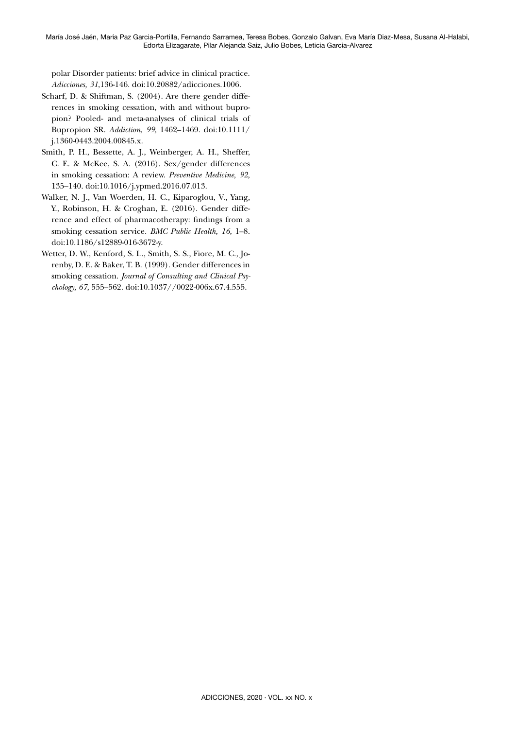polar Disorder patients: brief advice in clinical practice. *Adicciones, 31*,136-146. doi:10.20882/adicciones.1006.

Scharf, D. & Shiftman, S. (2004). Are there gender differences in smoking cessation, with and without bupropion? Pooled- and meta-analyses of clinical trials of Bupropion SR. *Addiction, 99,* 1462–1469. doi:10.1111/j.1360-0443.2004.00845.x.

Smith, P. H., Bessette, A. J., Weinberger, A. H., Sheffer, C. E. & McKee, S. A. (2016). Sex/gender differences in smoking cessation: A review. *Preventive Medicine, 92,* 135–140. doi:10.1016/j.ypmed.2016.07.013.

Walker, N. J., Van Woerden, H. C., Kiparoglou, V., Yang, Y., Robinson, H. & Croghan, E. (2016). Gender difference and effect of pharmacotherapy: findings from a smoking cessation service. *BMC Public Health, 16,* 1–8. doi:10.1186/s12889-016-3672-y.

Wetter, D. W., Kenford, S. L., Smith, S. S., Fiore, M. C., Jorenby, D. E. & Baker, T. B. (1999). Gender differences in smoking cessation. *Journal of Consulting and Clinical Psychology, 67,* 555–562. doi:10.1037//0022-006x.67.4.555.